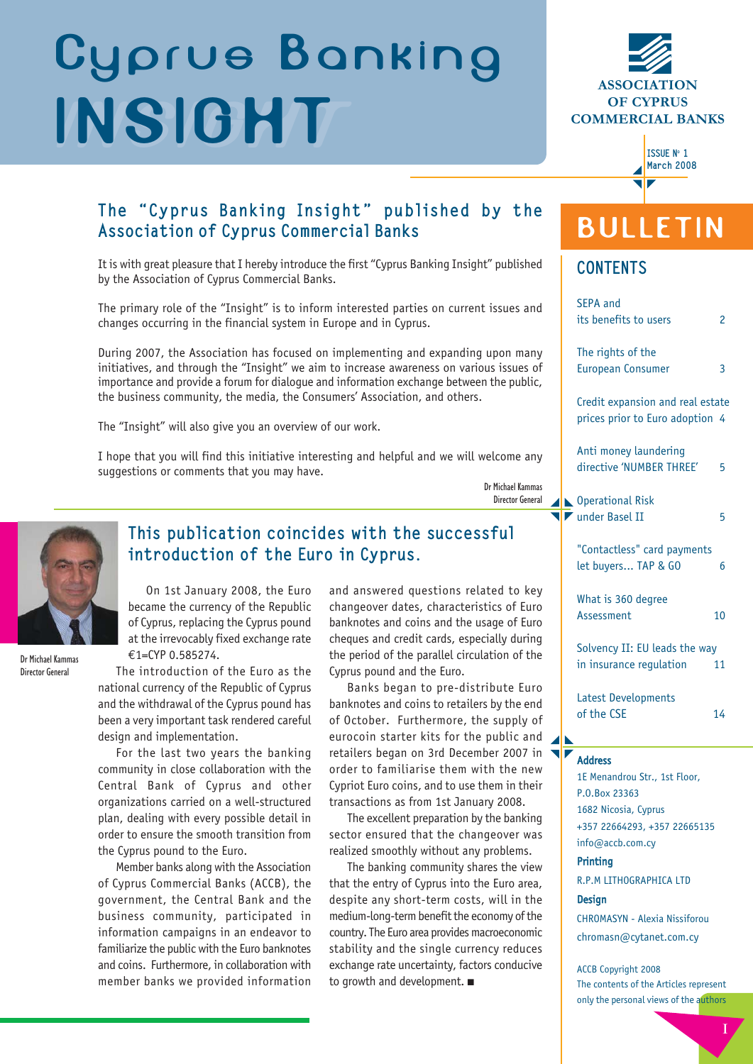# Cyprus Banking INSIGHT

ASSOCIATION OF CYPRUS COMMERCIAL BANKS

ISSUE Nº 1
March 2008

## The "Cyprus Banking Insight" published by the Association of Cyprus Commercial Banks

It is with great pleasure that I hereby introduce the first "Cyprus Banking Insight" published by the Association of Cyprus Commercial Banks.

The primary role of the "Insight" is to inform interested parties on current issues and changes occurring in the financial system in Europe and in Cyprus.

During 2007, the Association has focused on implementing and expanding upon many initiatives, and through the "Insight" we aim to increase awareness on various issues of importance and provide a forum for dialogue and information exchange between the public, the business community, the media, the Consumers' Association, and others.

The "Insight" will also give you an overview of our work.

I hope that you will find this initiative interesting and helpful and we will welcome any suggestions or comments that you may have.

Dr Michael Kammas
Director General

## This publication coincides with the successful introduction of the Euro in Cyprus.

Dr Michael Kammas
Director General

On 1st January 2008, the Euro became the currency of the Republic of Cyprus, replacing the Cyprus pound at the irrevocably fixed exchange rate €1=CYP 0.585274.

The introduction of the Euro as the national currency of the Republic of Cyprus and the withdrawal of the Cyprus pound has been a very important task rendered careful design and implementation.

For the last two years the banking community in close collaboration with the Central Bank of Cyprus and other organizations carried on a well-structured plan, dealing with every possible detail in order to ensure the smooth transition from the Cyprus pound to the Euro.

Member banks along with the Association of Cyprus Commercial Banks (ACCB), the government, the Central Bank, and the business community, participated in information campaigns in an endeavor to familiarize the public with the Euro banknotes and coins. Furthermore, in collaboration with member banks we provided information and answered questions related to key changeover dates, characteristics of Euro banknotes and coins and the usage of Euro cheques and credit cards, especially during the period of the parallel circulation of the Cyprus pound and the Euro.

Banks began to pre-distribute Euro banknotes and coins to retailers by the end of October. Furthermore, the supply of eurocoin starter kits for the public and retailers began on 3rd December 2007 in order to familiarise them with the new Cypriot Euro coins, and to use them in their transactions as from 1st January 2008.

The excellent preparation by the banking sector ensured that the changeover was realized smoothly without any problems.

The banking community shares the view that the entry of Cyprus into the Euro area, despite any short-term costs, will in the medium-long-term benefit the economy of the country. The Euro area provides macroeconomic stability and the single currency reduces exchange rate uncertainty, factors conducive to growth and development. ■

# BULLETIN

## CONTENTS

| | |
|---|---|
| SEPA and its benefits to users | 2 |
| The rights of the European Consumer | 3 |
| Credit expansion and real estate prices prior to Euro adoption | 4 |
| Anti money laundering directive 'NUMBER THREE' | 5 |
| Operational Risk under Basel II | 5 |
| "Contactless" card payments let buyers... TAP & GO | 6 |
| What is 360 degree Assessment | 10 |
| Solvency II: EU leads the way in insurance regulation | 11 |
| Latest Developments of the CSE | 14 |

**Address**
1E Menandrou Str., 1st Floor,
P.O.Box 23363
1682 Nicosia, Cyprus
+357 22664293, +357 22665135
info@accb.com.cy

**Printing**
R.P.M LITHOGRAPHICA LTD

**Design**
CHROMASYN - Alexia Nissiforou
chromasn@cytanet.com.cy

ACCB Copyright 2008
The contents of the Articles represent only the personal views of the authors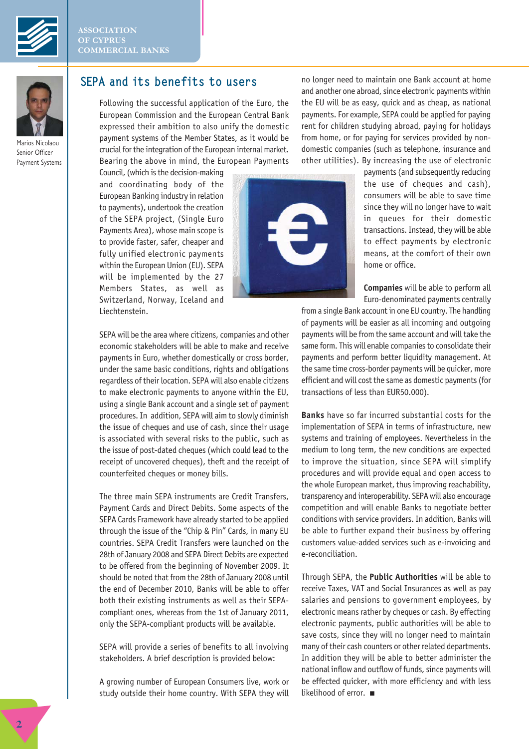Marios Nicolaou
Senior Officer
Payment Systems

## SEPA and its benefits to users

Following the successful application of the Euro, the European Commission and the European Central Bank expressed their ambition to also unify the domestic payment systems of the Member States, as it would be crucial for the integration of the European internal market. Bearing the above in mind, the European Payments Council, (which is the decision-making and coordinating body of the European Banking industry in relation to payments), undertook the creation of the SEPA project, (Single Euro Payments Area), whose main scope is to provide faster, safer, cheaper and fully unified electronic payments within the European Union (EU). SEPA will be implemented by the 27 Members States, as well as Switzerland, Norway, Iceland and Liechtenstein.

SEPA will be the area where citizens, companies and other economic stakeholders will be able to make and receive payments in Euro, whether domestically or cross border, under the same basic conditions, rights and obligations regardless of their location. SEPA will also enable citizens to make electronic payments to anyone within the EU, using a single Bank account and a single set of payment procedures. In addition, SEPA will aim to slowly diminish the issue of cheques and use of cash, since their usage is associated with several risks to the public, such as the issue of post-dated cheques (which could lead to the receipt of uncovered cheques), theft and the receipt of counterfeited cheques or money bills.

The three main SEPA instruments are Credit Transfers, Payment Cards and Direct Debits. Some aspects of the SEPA Cards Framework have already started to be applied through the issue of the "Chip & Pin" Cards, in many EU countries. SEPA Credit Transfers were launched on the 28th of January 2008 and SEPA Direct Debits are expected to be offered from the beginning of November 2009. It should be noted that from the 28th of January 2008 until the end of December 2010, Banks will be able to offer both their existing instruments as well as their SEPA-compliant ones, whereas from the 1st of January 2011, only the SEPA-compliant products will be available.

SEPA will provide a series of benefits to all involving stakeholders. A brief description is provided below:

A growing number of European Consumers live, work or study outside their home country. With SEPA they will no longer need to maintain one Bank account at home and another one abroad, since electronic payments within the EU will be as easy, quick and as cheap, as national payments. For example, SEPA could be applied for paying rent for children studying abroad, paying for holidays from home, or for paying for services provided by non-domestic companies (such as telephone, insurance and other utilities). By increasing the use of electronic payments (and subsequently reducing the use of cheques and cash), consumers will be able to save time since they will no longer have to wait in queues for their domestic transactions. Instead, they will be able to effect payments by electronic means, at the comfort of their own home or office.

**Companies** will be able to perform all Euro-denominated payments centrally from a single Bank account in one EU country. The handling of payments will be easier as all incoming and outgoing payments will be from the same account and will take the same form. This will enable companies to consolidate their payments and perform better liquidity management. At the same time cross-border payments will be quicker, more efficient and will cost the same as domestic payments (for transactions of less than EUR50.000).

**Banks** have so far incurred substantial costs for the implementation of SEPA in terms of infrastructure, new systems and training of employees. Nevertheless in the medium to long term, the new conditions are expected to improve the situation, since SEPA will simplify procedures and will provide equal and open access to the whole European market, thus improving reachability, transparency and interoperability. SEPA will also encourage competition and will enable Banks to negotiate better conditions with service providers. In addition, Banks will be able to further expand their business by offering customers value-added services such as e-invoicing and e-reconciliation.

Through SEPA, the **Public Authorities** will be able to receive Taxes, VAT and Social Insurances as well as pay salaries and pensions to government employees, by electronic means rather by cheques or cash. By effecting electronic payments, public authorities will be able to save costs, since they will no longer need to maintain many of their cash counters or other related departments. In addition they will be able to better administer the national inflow and outflow of funds, since payments will be effected quicker, with more efficiency and with less likelihood of error. ■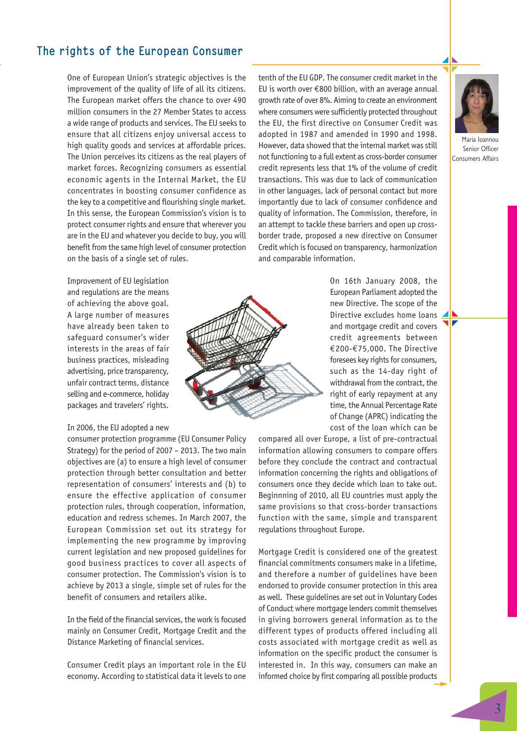## The rights of the European Consumer

Maria Ioannou
Senior Officer
Consumers Affairs

One of European Union's strategic objectives is the improvement of the quality of life of all its citizens. The European market offers the chance to over 490 million consumers in the 27 Member States to access a wide range of products and services. The EU seeks to ensure that all citizens enjoy universal access to high quality goods and services at affordable prices. The Union perceives its citizens as the real players of market forces. Recognizing consumers as essential economic agents in the Internal Market, the EU concentrates in boosting consumer confidence as the key to a competitive and flourishing single market. In this sense, the European Commission's vision is to protect consumer rights and ensure that wherever you are in the EU and whatever you decide to buy, you will benefit from the same high level of consumer protection on the basis of a single set of rules.

Improvement of EU legislation and regulations are the means of achieving the above goal. A large number of measures have already been taken to safeguard consumer's wider interests in the areas of fair business practices, misleading advertising, price transparency, unfair contract terms, distance selling and e-commerce, holiday packages and travelers' rights.

In 2006, the EU adopted a new consumer protection programme (EU Consumer Policy Strategy) for the period of 2007 – 2013. The two main objectives are (a) to ensure a high level of consumer protection through better consultation and better representation of consumers' interests and (b) to ensure the effective application of consumer protection rules, through cooperation, information, education and redress schemes. In March 2007, the European Commission set out its strategy for implementing the new programme by improving current legislation and new proposed guidelines for good business practices to cover all aspects of consumer protection. The Commission's vision is to achieve by 2013 a single, simple set of rules for the benefit of consumers and retailers alike.

In the field of the financial services, the work is focused mainly on Consumer Credit, Mortgage Credit and the Distance Marketing of financial services.

Consumer Credit plays an important role in the EU economy. According to statistical data it levels to one tenth of the EU GDP. The consumer credit market in the EU is worth over €800 billion, with an average annual growth rate of over 8%. Aiming to create an environment where consumers were sufficiently protected throughout the EU, the first directive on Consumer Credit was adopted in 1987 and amended in 1990 and 1998. However, data showed that the internal market was still not functioning to a full extent as cross-border consumer credit represents less that 1% of the volume of credit transactions. This was due to lack of communication in other languages, lack of personal contact but more importantly due to lack of consumer confidence and quality of information. The Commission, therefore, in an attempt to tackle these barriers and open up cross-border trade, proposed a new directive on Consumer Credit which is focused on transparency, harmonization and comparable information.

On 16th January 2008, the European Parliament adopted the new Directive. The scope of the Directive excludes home loans and mortgage credit and covers credit agreements between €200-€75,000. The Directive foresees key rights for consumers, such as the 14-day right of withdrawal from the contract, the right of early repayment at any time, the Annual Percentage Rate of Change (APRC) indicating the cost of the loan which can be compared all over Europe, a list of pre-contractual information allowing consumers to compare offers before they conclude the contract and contractual information concerning the rights and obligations of consumers once they decide which loan to take out. Beginnning of 2010, all EU countries must apply the same provisions so that cross-border transactions function with the same, simple and transparent regulations throughout Europe.

Mortgage Credit is considered one of the greatest financial commitments consumers make in a lifetime, and therefore a number of guidelines have been endorsed to provide consumer protection in this area as well. These guidelines are set out in Voluntary Codes of Conduct where mortgage lenders commit themselves in giving borrowers general information as to the different types of products offered including all costs associated with mortgage credit as well as information on the specific product the consumer is interested in. In this way, consumers can make an informed choice by first comparing all possible products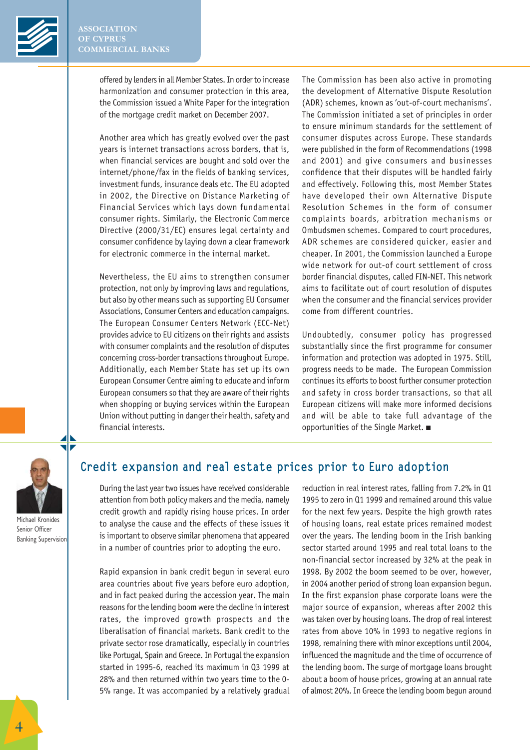offered by lenders in all Member States. In order to increase harmonization and consumer protection in this area, the Commission issued a White Paper for the integration of the mortgage credit market on December 2007.

Another area which has greatly evolved over the past years is internet transactions across borders, that is, when financial services are bought and sold over the internet/phone/fax in the fields of banking services, investment funds, insurance deals etc. The EU adopted in 2002, the Directive on Distance Marketing of Financial Services which lays down fundamental consumer rights. Similarly, the Electronic Commerce Directive (2000/31/EC) ensures legal certainty and consumer confidence by laying down a clear framework for electronic commerce in the internal market.

Nevertheless, the EU aims to strengthen consumer protection, not only by improving laws and regulations, but also by other means such as supporting EU Consumer Associations, Consumer Centers and education campaigns. The European Consumer Centers Network (ECC-Net) provides advice to EU citizens on their rights and assists with consumer complaints and the resolution of disputes concerning cross-border transactions throughout Europe. Additionally, each Member State has set up its own European Consumer Centre aiming to educate and inform European consumers so that they are aware of their rights when shopping or buying services within the European Union without putting in danger their health, safety and financial interests.

The Commission has been also active in promoting the development of Alternative Dispute Resolution (ADR) schemes, known as 'out-of-court mechanisms'. The Commission initiated a set of principles in order to ensure minimum standards for the settlement of consumer disputes across Europe. These standards were published in the form of Recommendations (1998 and 2001) and give consumers and businesses confidence that their disputes will be handled fairly and effectively. Following this, most Member States have developed their own Alternative Dispute Resolution Schemes in the form of consumer complaints boards, arbitration mechanisms or Ombudsmen schemes. Compared to court procedures, ADR schemes are considered quicker, easier and cheaper. In 2001, the Commission launched a Europe wide network for out-of court settlement of cross border financial disputes, called FIN-NET. This network aims to facilitate out of court resolution of disputes when the consumer and the financial services provider come from different countries.

Undoubtedly, consumer policy has progressed substantially since the first programme for consumer information and protection was adopted in 1975. Still, progress needs to be made. The European Commission continues its efforts to boost further consumer protection and safety in cross border transactions, so that all European citizens will make more informed decisions and will be able to take full advantage of the opportunities of the Single Market. ■

## Credit expansion and real estate prices prior to Euro adoption

Michael Kronides
Senior Officer
Banking Supervision

During the last year two issues have received considerable attention from both policy makers and the media, namely credit growth and rapidly rising house prices. In order to analyse the cause and the effects of these issues it is important to observe similar phenomena that appeared in a number of countries prior to adopting the euro.

Rapid expansion in bank credit begun in several euro area countries about five years before euro adoption, and in fact peaked during the accession year. The main reasons for the lending boom were the decline in interest rates, the improved growth prospects and the liberalisation of financial markets. Bank credit to the private sector rose dramatically, especially in countries like Portugal, Spain and Greece. In Portugal the expansion started in 1995-6, reached its maximum in Q3 1999 at 28% and then returned within two years time to the 0-5% range. It was accompanied by a relatively gradual reduction in real interest rates, falling from 7.2% in Q1 1995 to zero in Q1 1999 and remained around this value for the next few years. Despite the high growth rates of housing loans, real estate prices remained modest over the years. The lending boom in the Irish banking sector started around 1995 and real total loans to the non-financial sector increased by 32% at the peak in 1998. By 2002 the boom seemed to be over, however, in 2004 another period of strong loan expansion begun. In the first expansion phase corporate loans were the major source of expansion, whereas after 2002 this was taken over by housing loans. The drop of real interest rates from above 10% in 1993 to negative regions in 1998, remaining there with minor exceptions until 2004, influenced the magnitude and the time of occurrence of the lending boom. The surge of mortgage loans brought about a boom of house prices, growing at an annual rate of almost 20%. In Greece the lending boom begun around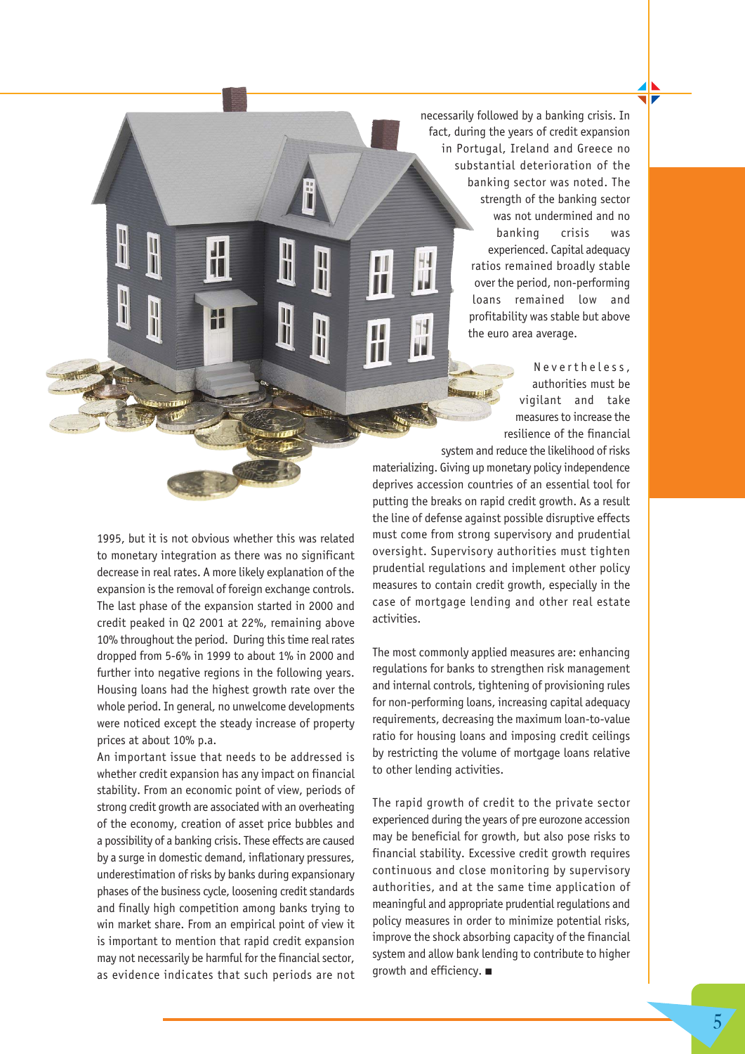1995, but it is not obvious whether this was related to monetary integration as there was no significant decrease in real rates. A more likely explanation of the expansion is the removal of foreign exchange controls. The last phase of the expansion started in 2000 and credit peaked in Q2 2001 at 22%, remaining above 10% throughout the period. During this time real rates dropped from 5-6% in 1999 to about 1% in 2000 and further into negative regions in the following years. Housing loans had the highest growth rate over the whole period. In general, no unwelcome developments were noticed except the steady increase of property prices at about 10% p.a.

An important issue that needs to be addressed is whether credit expansion has any impact on financial stability. From an economic point of view, periods of strong credit growth are associated with an overheating of the economy, creation of asset price bubbles and a possibility of a banking crisis. These effects are caused by a surge in domestic demand, inflationary pressures, underestimation of risks by banks during expansionary phases of the business cycle, loosening credit standards and finally high competition among banks trying to win market share. From an empirical point of view it is important to mention that rapid credit expansion may not necessarily be harmful for the financial sector, as evidence indicates that such periods are not necessarily followed by a banking crisis. In fact, during the years of credit expansion in Portugal, Ireland and Greece no substantial deterioration of the banking sector was noted. The strength of the banking sector was not undermined and no banking crisis was experienced. Capital adequacy ratios remained broadly stable over the period, non-performing loans remained low and profitability was stable but above the euro area average.

Nevertheless, authorities must be vigilant and take measures to increase the resilience of the financial system and reduce the likelihood of risks materializing. Giving up monetary policy independence deprives accession countries of an essential tool for putting the breaks on rapid credit growth. As a result the line of defense against possible disruptive effects must come from strong supervisory and prudential oversight. Supervisory authorities must tighten prudential regulations and implement other policy measures to contain credit growth, especially in the case of mortgage lending and other real estate activities.

The most commonly applied measures are: enhancing regulations for banks to strengthen risk management and internal controls, tightening of provisioning rules for non-performing loans, increasing capital adequacy requirements, decreasing the maximum loan-to-value ratio for housing loans and imposing credit ceilings by restricting the volume of mortgage loans relative to other lending activities.

The rapid growth of credit to the private sector experienced during the years of pre eurozone accession may be beneficial for growth, but also pose risks to financial stability. Excessive credit growth requires continuous and close monitoring by supervisory authorities, and at the same time application of meaningful and appropriate prudential regulations and policy measures in order to minimize potential risks, improve the shock absorbing capacity of the financial system and allow bank lending to contribute to higher growth and efficiency. ■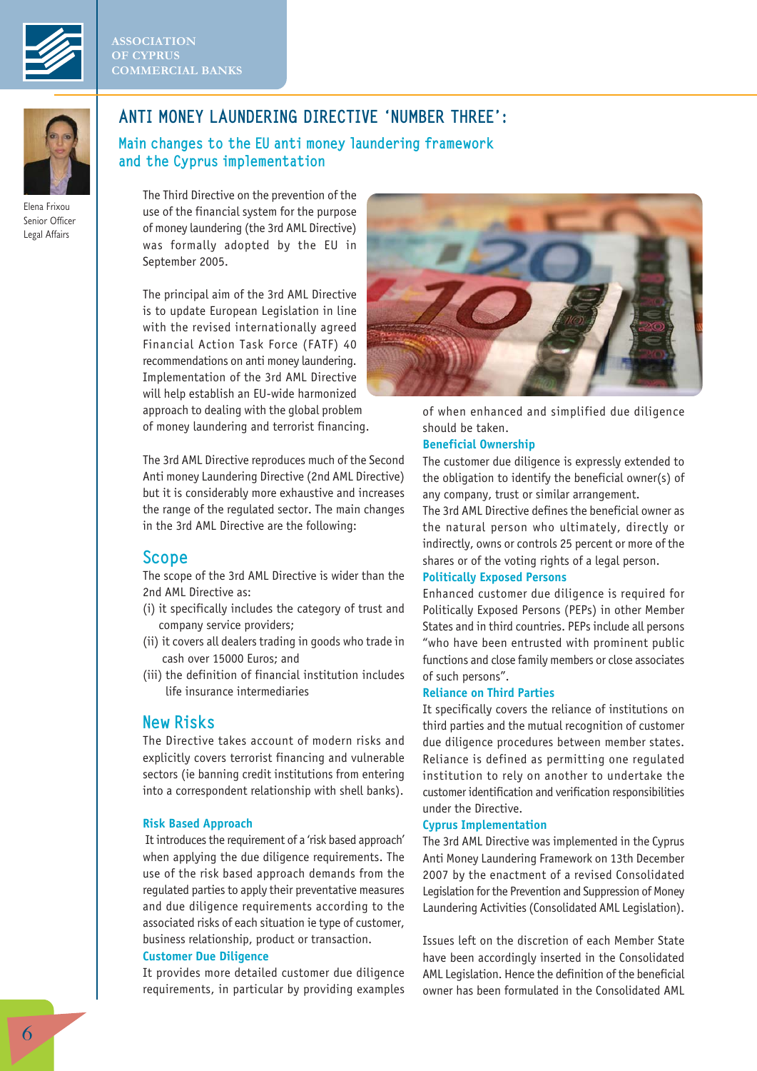# ANTI MONEY LAUNDERING DIRECTIVE 'NUMBER THREE':

## Main changes to the EU anti money laundering framework and the Cyprus implementation

Elena Frixou
Senior Officer
Legal Affairs

The Third Directive on the prevention of the use of the financial system for the purpose of money laundering (the 3rd AML Directive) was formally adopted by the EU in September 2005.

The principal aim of the 3rd AML Directive is to update European Legislation in line with the revised internationally agreed Financial Action Task Force (FATF) 40 recommendations on anti money laundering. Implementation of the 3rd AML Directive will help establish an EU-wide harmonized approach to dealing with the global problem of money laundering and terrorist financing.

The 3rd AML Directive reproduces much of the Second Anti money laundering Directive (2nd AML Directive) but it is considerably more exhaustive and increases the range of the regulated sector. The main changes in the 3rd AML Directive are the following:

## Scope

The scope of the 3rd AML Directive is wider than the 2nd AML Directive as:

(i) it specifically includes the category of trust and company service providers;

(ii) it covers all dealers trading in goods who trade in cash over 15000 Euros; and

(iii) the definition of financial institution includes life insurance intermediaries

## New Risks

The Directive takes account of modern risks and explicitly covers terrorist financing and vulnerable sectors (ie banning credit institutions from entering into a correspondent relationship with shell banks).

### Risk Based Approach

It introduces the requirement of a 'risk based approach' when applying the due diligence requirements. The use of the risk based approach demands from the regulated parties to apply their preventative measures and due diligence requirements according to the associated risks of each situation ie type of customer, business relationship, product or transaction.

### Customer Due Diligence

It provides more detailed customer due diligence requirements, in particular by providing examples of when enhanced and simplified due diligence should be taken.

### Beneficial Ownership

The customer due diligence is expressly extended to the obligation to identify the beneficial owner(s) of any company, trust or similar arrangement.

The 3rd AML Directive defines the beneficial owner as the natural person who ultimately, directly or indirectly, owns or controls 25 percent or more of the shares or of the voting rights of a legal person.

### Politically Exposed Persons

Enhanced customer due diligence is required for Politically Exposed Persons (PEPs) in other Member States and in third countries. PEPs include all persons "who have been entrusted with prominent public functions and close family members or close associates of such persons".

### Reliance on Third Parties

It specifically covers the reliance of institutions on third parties and the mutual recognition of customer due diligence procedures between member states. Reliance is defined as permitting one regulated institution to rely on another to undertake the customer identification and verification responsibilities under the Directive.

### Cyprus Implementation

The 3rd AML Directive was implemented in the Cyprus Anti Money Laundering Framework on 13th December 2007 by the enactment of a revised Consolidated Legislation for the Prevention and Suppression of Money Laundering Activities (Consolidated AML Legislation).

Issues left on the discretion of each Member State have been accordingly inserted in the Consolidated AML Legislation. Hence the definition of the beneficial owner has been formulated in the Consolidated AML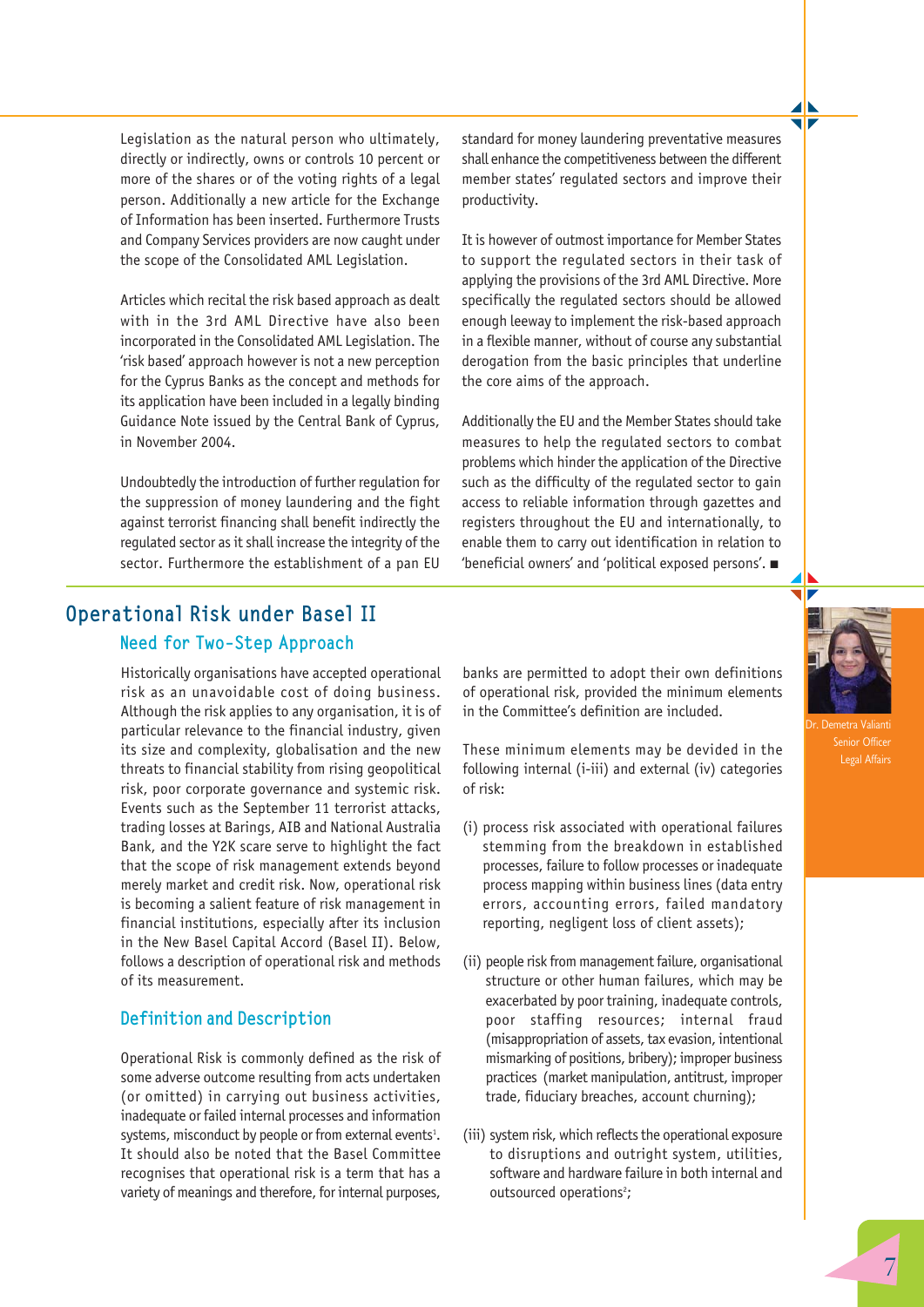Legislation as the natural person who ultimately, directly or indirectly, owns or controls 10 percent or more of the shares or of the voting rights of a legal person. Additionally a new article for the Exchange of Information has been inserted. Furthermore Trusts and Company Services providers are now caught under the scope of the Consolidated AML Legislation.

Articles which recital the risk based approach as dealt with in the 3rd AML Directive have also been incorporated in the Consolidated AML Legislation. The 'risk based' approach however is not a new perception for the Cyprus Banks as the concept and methods for its application have been included in a legally binding Guidance Note issued by the Central Bank of Cyprus, in November 2004.

Undoubtedly the introduction of further regulation for the suppression of money laundering and the fight against terrorist financing shall benefit indirectly the regulated sector as it shall increase the integrity of the sector. Furthermore the establishment of a pan EU standard for money laundering preventative measures shall enhance the competitiveness between the different member states' regulated sectors and improve their productivity.

It is however of outmost importance for Member States to support the regulated sectors in their task of applying the provisions of the 3rd AML Directive. More specifically the regulated sectors should be allowed enough leeway to implement the risk-based approach in a flexible manner, without of course any substantial derogation from the basic principles that underline the core aims of the approach.

Additionally the EU and the Member States should take measures to help the regulated sectors to combat problems which hinder the application of the Directive such as the difficulty of the regulated sector to gain access to reliable information through gazettes and registers throughout the EU and internationally, to enable them to carry out identification in relation to 'beneficial owners' and 'political exposed persons'. ■

# Operational Risk under Basel II

## Need for Two-Step Approach

Dr. Demetra Valianti
Senior Officer
Legal Affairs

Historically organisations have accepted operational risk as an unavoidable cost of doing business. Although the risk applies to any organisation, it is of particular relevance to the financial industry, given its size and complexity, globalisation and the new threats to financial stability from rising geopolitical risk, poor corporate governance and systemic risk. Events such as the September 11 terrorist attacks, trading losses at Barings, AIB and National Australia Bank, and the Y2K scare serve to highlight the fact that the scope of risk management extends beyond merely market and credit risk. Now, operational risk is becoming a salient feature of risk management in financial institutions, especially after its inclusion in the New Basel Capital Accord (Basel II). Below, follows a description of operational risk and methods of its measurement.

## Definition and Description

Operational Risk is commonly defined as the risk of some adverse outcome resulting from acts undertaken (or omitted) in carrying out business activities, inadequate or failed internal processes and information systems, misconduct by people or from external events[1]. It should also be noted that the Basel Committee recognises that operational risk is a term that has a variety of meanings and therefore, for internal purposes, banks are permitted to adopt their own definitions of operational risk, provided the minimum elements in the Committee's definition are included.

These minimum elements may be devided in the following internal (i-iii) and external (iv) categories of risk:

(i) process risk associated with operational failures stemming from the breakdown in established processes, failure to follow processes or inadequate process mapping within business lines (data entry errors, accounting errors, failed mandatory reporting, negligent loss of client assets);

(ii) people risk from management failure, organisational structure or other human failures, which may be exacerbated by poor training, inadequate controls, poor staffing resources; internal fraud (misappropriation of assets, tax evasion, intentional mismarking of positions, bribery); improper business practices (market manipulation, antitrust, improper trade, fiduciary breaches, account churning);

(iii) system risk, which reflects the operational exposure to disruptions and outright system, utilities, software and hardware failure in both internal and outsourced operations[2];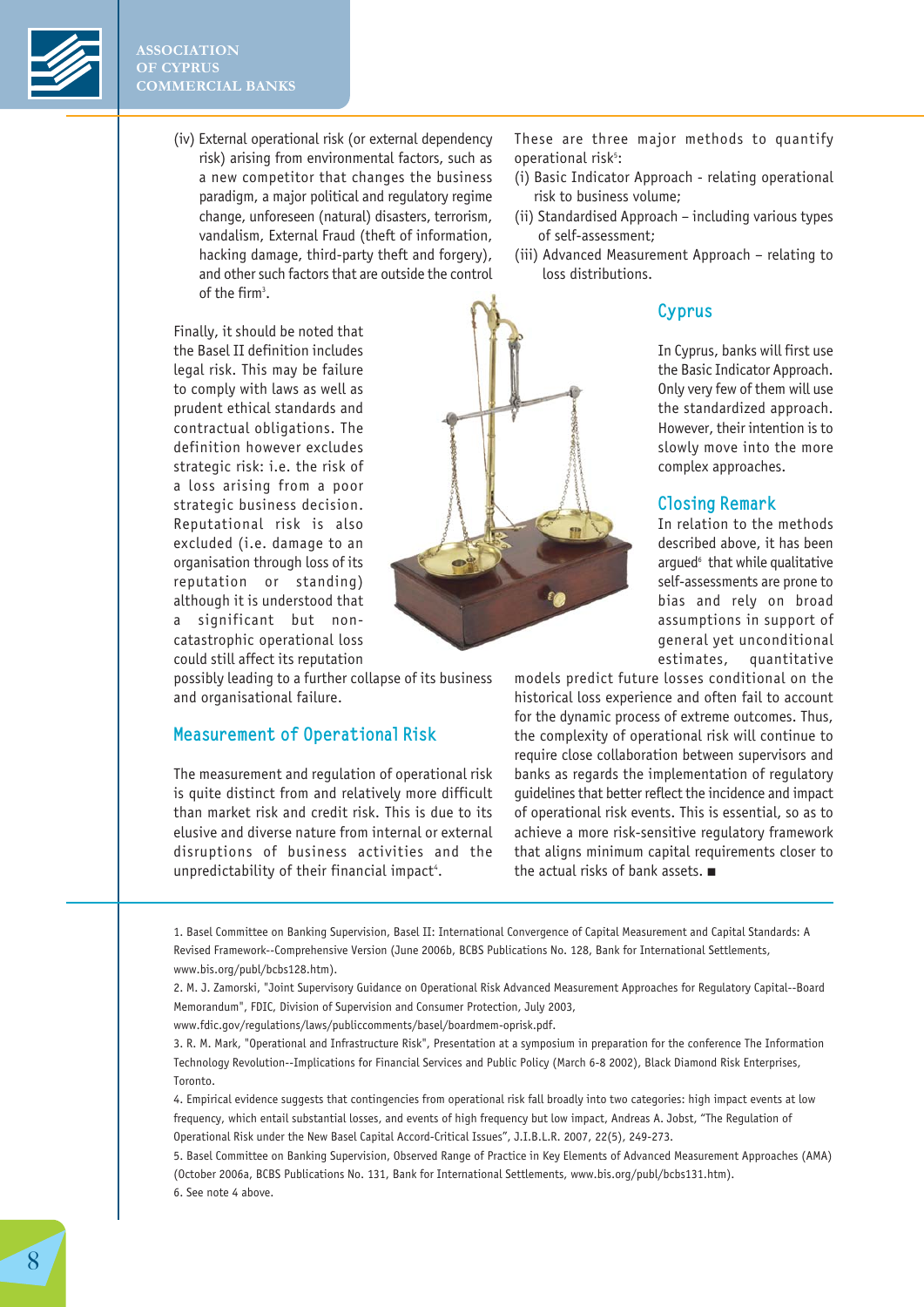(iv) External operational risk (or external dependency risk) arising from environmental factors, such as a new competitor that changes the business paradigm, a major political and regulatory regime change, unforeseen (natural) disasters, terrorism, vandalism, External Fraud (theft of information, hacking damage, third-party theft and forgery), and other such factors that are outside the control of the firm[3].

Finally, it should be noted that the Basel II definition includes legal risk. This may be failure to comply with laws as well as prudent ethical standards and contractual obligations. The definition however excludes strategic risk: i.e. the risk of a loss arising from a poor strategic business decision. Reputational risk is also excluded (i.e. damage to an organisation through loss of its reputation or standing) although it is understood that a significant but non-catastrophic operational loss could still affect its reputation possibly leading to a further collapse of its business and organisational failure.

## Measurement of Operational Risk

The measurement and regulation of operational risk is quite distinct from and relatively more difficult than market risk and credit risk. This is due to its elusive and diverse nature from internal or external disruptions of business activities and the unpredictability of their financial impact[4].

These are three major methods to quantify operational risk[5]:

(i) Basic Indicator Approach - relating operational risk to business volume;
(ii) Standardised Approach – including various types of self-assessment;
(iii) Advanced Measurement Approach – relating to loss distributions.

## Cyprus

In Cyprus, banks will first use the Basic Indicator Approach. Only very few of them will use the standardized approach. However, their intention is to slowly move into the more complex approaches.

## Closing Remark

In relation to the methods described above, it has been argued[6] that while qualitative self-assessments are prone to bias and rely on broad assumptions in support of general yet unconditional estimates, quantitative models predict future losses conditional on the historical loss experience and often fail to account for the dynamic process of extreme outcomes. Thus, the complexity of operational risk will continue to require close collaboration between supervisors and banks as regards the implementation of regulatory guidelines that better reflect the incidence and impact of operational risk events. This is essential, so as to achieve a more risk-sensitive regulatory framework that aligns minimum capital requirements closer to the actual risks of bank assets. ■

---

1. Basel Committee on Banking Supervision, Basel II: International Convergence of Capital Measurement and Capital Standards: A Revised Framework--Comprehensive Version (June 2006b, BCBS Publications No. 128, Bank for International Settlements, www.bis.org/publ/bcbs128.htm).
2. M. J. Zamorski, "Joint Supervisory Guidance on Operational Risk Advanced Measurement Approaches for Regulatory Capital--Board Memorandum", FDIC, Division of Supervision and Consumer Protection, July 2003, www.fdic.gov/regulations/laws/publiccomments/basel/boardmem-oprisk.pdf.
3. R. M. Mark, "Operational and Infrastructure Risk", Presentation at a symposium in preparation for the conference The Information Technology Revolution--Implications for Financial Services and Public Policy (March 6-8 2002), Black Diamond Risk Enterprises, Toronto.
4. Empirical evidence suggests that contingencies from operational risk fall broadly into two categories: high impact events at low frequency, which entail substantial losses, and events of high frequency but low impact, Andreas A. Jobst, "The Regulation of Operational Risk under the New Basel Capital Accord-Critical Issues", J.I.B.L.R. 2007, 22(5), 249-273.
5. Basel Committee on Banking Supervision, Observed Range of Practice in Key Elements of Advanced Measurement Approaches (AMA) (October 2006a, BCBS Publications No. 131, Bank for International Settlements, www.bis.org/publ/bcbs131.htm).
6. See note 4 above.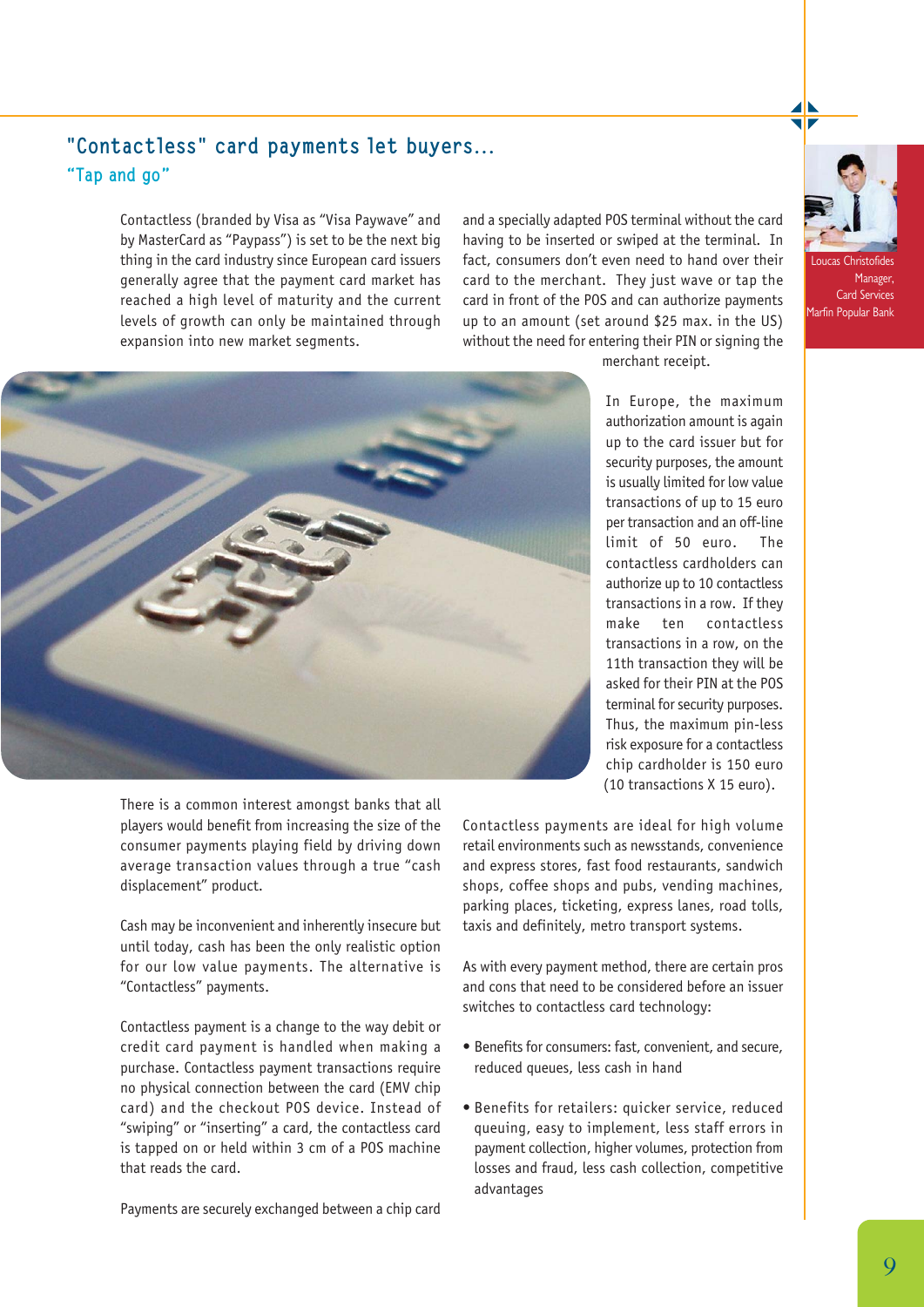## "Contactless" card payments let buyers...

### "Tap and go"

Loucas Christofides
Manager,
Card Services
Marfin Popular Bank

Contactless (branded by Visa as "Visa Paywave" and by MasterCard as "Paypass") is set to be the next big thing in the card industry since European card issuers generally agree that the payment card market has reached a high level of maturity and the current levels of growth can only be maintained through expansion into new market segments.

There is a common interest amongst banks that all players would benefit from increasing the size of the consumer payments playing field by driving down average transaction values through a true "cash displacement" product.

Cash may be inconvenient and inherently insecure but until today, cash has been the only realistic option for our low value payments. The alternative is "Contactless" payments.

Contactless payment is a change to the way debit or credit card payment is handled when making a purchase. Contactless payment transactions require no physical connection between the card (EMV chip card) and the checkout POS device. Instead of "swiping" or "inserting" a card, the contactless card is tapped on or held within 3 cm of a POS machine that reads the card.

Payments are securely exchanged between a chip card and a specially adapted POS terminal without the card having to be inserted or swiped at the terminal. In fact, consumers don't even need to hand over their card to the merchant. They just wave or tap the card in front of the POS and can authorize payments up to an amount (set around $25 max. in the US) without the need for entering their PIN or signing the merchant receipt.

In Europe, the maximum authorization amount is again up to the card issuer but for security purposes, the amount is usually limited for low value transactions of up to 15 euro per transaction and an off-line limit of 50 euro. The contactless cardholders can authorize up to 10 contactless transactions in a row. If they make ten contactless transactions in a row, on the 11th transaction they will be asked for their PIN at the POS terminal for security purposes. Thus, the maximum pin-less risk exposure for a contactless chip cardholder is 150 euro (10 transactions X 15 euro).

Contactless payments are ideal for high volume retail environments such as newsstands, convenience and express stores, fast food restaurants, sandwich shops, coffee shops and pubs, vending machines, parking places, ticketing, express lanes, road tolls, taxis and definitely, metro transport systems.

As with every payment method, there are certain pros and cons that need to be considered before an issuer switches to contactless card technology:

- Benefits for consumers: fast, convenient, and secure, reduced queues, less cash in hand
- Benefits for retailers: quicker service, reduced queuing, easy to implement, less staff errors in payment collection, higher volumes, protection from losses and fraud, less cash collection, competitive advantages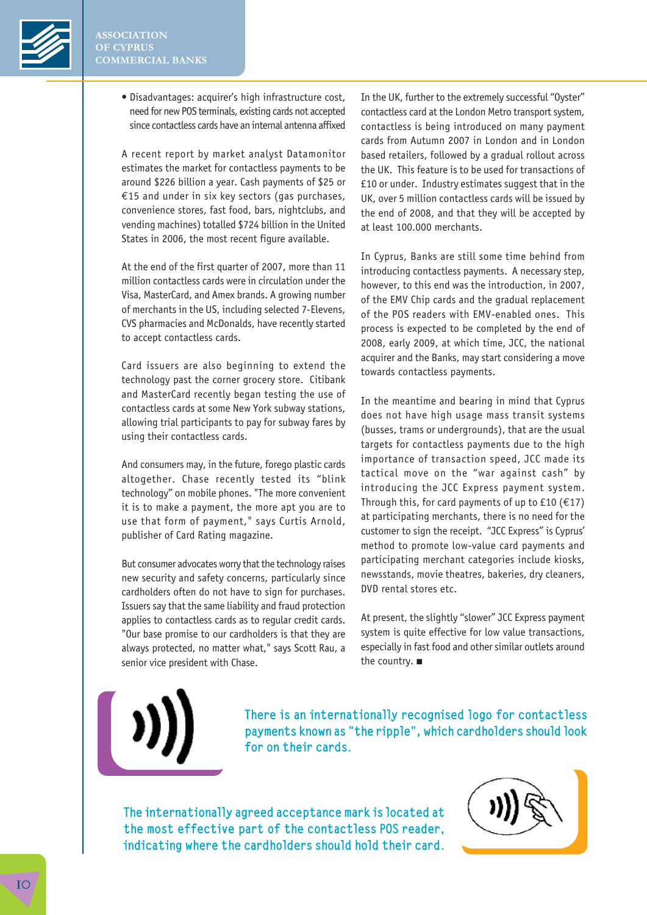- Disadvantages: acquirer's high infrastructure cost, need for new POS terminals, existing cards not accepted since contactless cards have an internal antenna affixed

A recent report by market analyst Datamonitor estimates the market for contactless payments to be around $226 billion a year. Cash payments of $25 or €15 and under in six key sectors (gas purchases, convenience stores, fast food, bars, nightclubs, and vending machines) totalled $724 billion in the United States in 2006, the most recent figure available.

At the end of the first quarter of 2007, more than 11 million contactless cards were in circulation under the Visa, MasterCard, and Amex brands. A growing number of merchants in the US, including selected 7-Elevens, CVS pharmacies and McDonalds, have recently started to accept contactless cards.

Card issuers are also beginning to extend the technology past the corner grocery store. Citibank and MasterCard recently began testing the use of contactless cards at some New York subway stations, allowing trial participants to pay for subway fares by using their contactless cards.

And consumers may, in the future, forego plastic cards altogether. Chase recently tested its "blink technology" on mobile phones. "The more convenient it is to make a payment, the more apt you are to use that form of payment," says Curtis Arnold, publisher of Card Rating magazine.

But consumer advocates worry that the technology raises new security and safety concerns, particularly since cardholders often do not have to sign for purchases. Issuers say that the same liability and fraud protection applies to contactless cards as to regular credit cards. "Our base promise to our cardholders is that they are always protected, no matter what," says Scott Rau, a senior vice president with Chase.

In the UK, further to the extremely successful "Oyster" contactless card at the London Metro transport system, contactless is being introduced on many payment cards from Autumn 2007 in London and in London based retailers, followed by a gradual rollout across the UK. This feature is to be used for transactions of £10 or under. Industry estimates suggest that in the UK, over 5 million contactless cards will be issued by the end of 2008, and that they will be accepted by at least 100.000 merchants.

In Cyprus, Banks are still some time behind from introducing contactless payments. A necessary step, however, to this end was the introduction, in 2007, of the EMV Chip cards and the gradual replacement of the POS readers with EMV-enabled ones. This process is expected to be completed by the end of 2008, early 2009, at which time, JCC, the national acquirer and the Banks, may start considering a move towards contactless payments.

In the meantime and bearing in mind that Cyprus does not have high usage mass transit systems (busses, trams or undergrounds), that are the usual targets for contactless payments due to the high importance of transaction speed, JCC made its tactical move on the "war against cash" by introducing the JCC Express payment system. Through this, for card payments of up to £10 (€17) at participating merchants, there is no need for the customer to sign the receipt. "JCC Express" is Cyprus' method to promote low-value card payments and participating merchant categories include kiosks, newsstands, movie theatres, bakeries, dry cleaners, DVD rental stores etc.

At present, the slightly "slower" JCC Express payment system is quite effective for low value transactions, especially in fast food and other similar outlets around the country. ■

There is an internationally recognised logo for contactless payments known as "the ripple", which cardholders should look for on their cards.

The internationally agreed acceptance mark is located at the most effective part of the contactless POS reader, indicating where the cardholders should hold their card.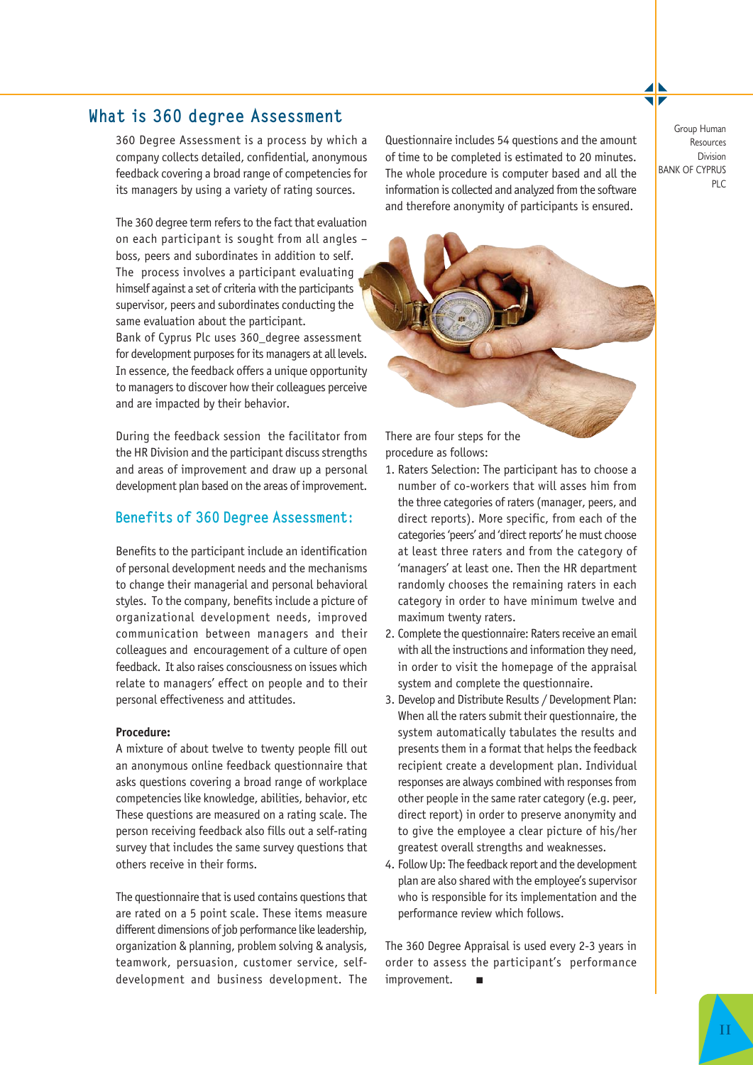# What is 360 degree Assessment

360 Degree Assessment is a process by which a company collects detailed, confidential, anonymous feedback covering a broad range of competencies for its managers by using a variety of rating sources.

The 360 degree term refers to the fact that evaluation on each participant is sought from all angles – boss, peers and subordinates in addition to self. The process involves a participant evaluating himself against a set of criteria with the participants supervisor, peers and subordinates conducting the same evaluation about the participant.

Bank of Cyprus Plc uses 360_degree assessment for development purposes for its managers at all levels. In essence, the feedback offers a unique opportunity to managers to discover how their colleagues perceive and are impacted by their behavior.

During the feedback session the facilitator from the HR Division and the participant discuss strengths and areas of improvement and draw up a personal development plan based on the areas of improvement.

## Benefits of 360 Degree Assessment:

Benefits to the participant include an identification of personal development needs and the mechanisms to change their managerial and personal behavioral styles. To the company, benefits include a picture of organizational development needs, improved communication between managers and their colleagues and encouragement of a culture of open feedback. It also raises consciousness on issues which relate to managers' effect on people and to their personal effectiveness and attitudes.

**Procedure:**

A mixture of about twelve to twenty people fill out an anonymous online feedback questionnaire that asks questions covering a broad range of workplace competencies like knowledge, abilities, behavior, etc These questions are measured on a rating scale. The person receiving feedback also fills out a self-rating survey that includes the same survey questions that others receive in their forms.

The questionnaire that is used contains questions that are rated on a 5 point scale. These items measure different dimensions of job performance like leadership, organization & planning, problem solving & analysis, teamwork, persuasion, customer service, self-development and business development. The Questionnaire includes 54 questions and the amount of time to be completed is estimated to 20 minutes. The whole procedure is computer based and all the information is collected and analyzed from the software and therefore anonymity of participants is ensured.

There are four steps for the procedure as follows:

1. Raters Selection: The participant has to choose a number of co-workers that will asses him from the three categories of raters (manager, peers, and direct reports). More specific, from each of the categories 'peers' and 'direct reports' he must choose at least three raters and from the category of 'managers' at least one. Then the HR department randomly chooses the remaining raters in each category in order to have minimum twelve and maximum twenty raters.
2. Complete the questionnaire: Raters receive an email with all the instructions and information they need, in order to visit the homepage of the appraisal system and complete the questionnaire.
3. Develop and Distribute Results / Development Plan: When all the raters submit their questionnaire, the system automatically tabulates the results and presents them in a format that helps the feedback recipient create a development plan. Individual responses are always combined with responses from other people in the same rater category (e.g. peer, direct report) in order to preserve anonymity and to give the employee a clear picture of his/her greatest overall strengths and weaknesses.
4. Follow Up: The feedback report and the development plan are also shared with the employee's supervisor who is responsible for its implementation and the performance review which follows.

The 360 Degree Appraisal is used every 2-3 years in order to assess the participant's performance improvement. ■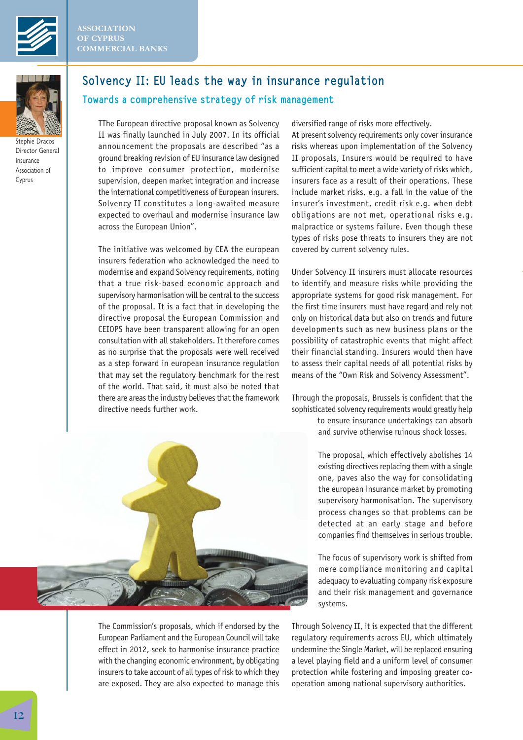# Solvency II: EU leads the way in insurance regulation

## Towards a comprehensive strategy of risk management

Stephie Dracos
Director General
Insurance
Association of
Cyprus

TThe European directive proposal known as Solvency II was finally launched in July 2007. In its official announcement the proposals are described "as a ground breaking revision of EU insurance law designed to improve consumer protection, modernise supervision, deepen market integration and increase the international competitiveness of European insurers. Solvency II constitutes a long-awaited measure expected to overhaul and modernise insurance law across the European Union".

The initiative was welcomed by CEA the european insurers federation who acknowledged the need to modernise and expand Solvency requirements, noting that a true risk-based economic approach and supervisory harmonisation will be central to the success of the proposal. It is a fact that in developing the directive proposal the European Commission and CEIOPS have been transparent allowing for an open consultation with all stakeholders. It therefore comes as no surprise that the proposals were well received as a step forward in european insurance regulation that may set the regulatory benchmark for the rest of the world. That said, it must also be noted that there are areas the industry believes that the framework directive needs further work.

The Commission's proposals, which if endorsed by the European Parliament and the European Council will take effect in 2012, seek to harmonise insurance practice with the changing economic environment, by obligating insurers to take account of all types of risk to which they are exposed. They are also expected to manage this diversified range of risks more effectively.

At present solvency requirements only cover insurance risks whereas upon implementation of the Solvency II proposals, Insurers would be required to have sufficient capital to meet a wide variety of risks which, insurers face as a result of their operations. These include market risks, e.g. a fall in the value of the insurer's investment, credit risk e.g. when debt obligations are not met, operational risks e.g. malpractice or systems failure. Even though these types of risks pose threats to insurers they are not covered by current solvency rules.

Under Solvency II insurers must allocate resources to identify and measure risks while providing the appropriate systems for good risk management. For the first time insurers must have regard and rely not only on historical data but also on trends and future developments such as new business plans or the possibility of catastrophic events that might affect their financial standing. Insurers would then have to assess their capital needs of all potential risks by means of the "Own Risk and Solvency Assessment".

Through the proposals, Brussels is confident that the sophisticated solvency requirements would greatly help to ensure insurance undertakings can absorb and survive otherwise ruinous shock losses.

The proposal, which effectively abolishes 14 existing directives replacing them with a single one, paves also the way for consolidating the european insurance market by promoting supervisory harmonisation. The supervisory process changes so that problems can be detected at an early stage and before companies find themselves in serious trouble.

The focus of supervisory work is shifted from mere compliance monitoring and capital adequacy to evaluating company risk exposure and their risk management and governance systems.

Through Solvency II, it is expected that the different regulatory requirements across EU, which ultimately undermine the Single Market, will be replaced ensuring a level playing field and a uniform level of consumer protection while fostering and imposing greater co-operation among national supervisory authorities.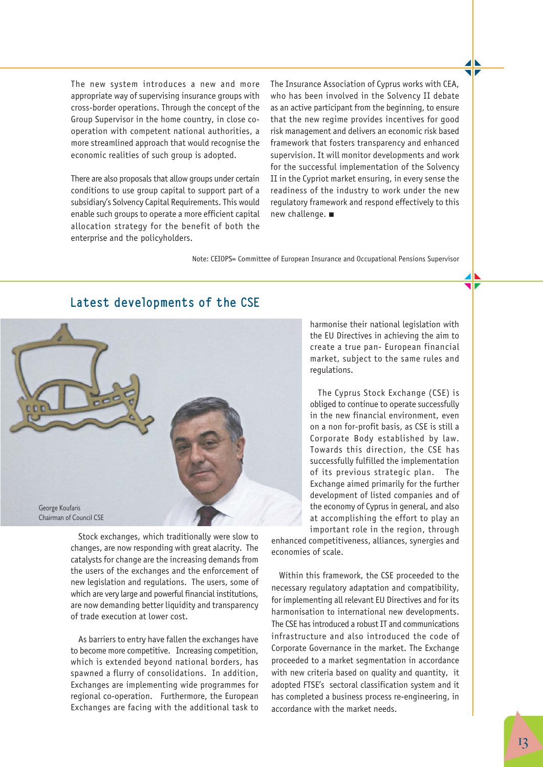The new system introduces a new and more appropriate way of supervising insurance groups with cross-border operations. Through the concept of the Group Supervisor in the home country, in close co-operation with competent national authorities, a more streamlined approach that would recognise the economic realities of such group is adopted.

There are also proposals that allow groups under certain conditions to use group capital to support part of a subsidiary's Solvency Capital Requirements. This would enable such groups to operate a more efficient capital allocation strategy for the benefit of both the enterprise and the policyholders.

The Insurance Association of Cyprus works with CEA, who has been involved in the Solvency II debate as an active participant from the beginning, to ensure that the new regime provides incentives for good risk management and delivers an economic risk based framework that fosters transparency and enhanced supervision. It will monitor developments and work for the successful implementation of the Solvency II in the Cypriot market ensuring, in every sense the readiness of the industry to work under the new regulatory framework and respond effectively to this new challenge. ■

Note: CEIOPS= Committee of European Insurance and Occupational Pensions Supervisor

## Latest developments of the CSE

George Koufaris
Chairman of Council CSE

Stock exchanges, which traditionally were slow to changes, are now responding with great alacrity. The catalysts for change are the increasing demands from the users of the exchanges and the enforcement of new legislation and regulations. The users, some of which are very large and powerful financial institutions, are now demanding better liquidity and transparency of trade execution at lower cost.

As barriers to entry have fallen the exchanges have to become more competitive. Increasing competition, which is extended beyond national borders, has spawned a flurry of consolidations. In addition, Exchanges are implementing wide programmes for regional co-operation. Furthermore, the European Exchanges are facing with the additional task to harmonise their national legislation with the EU Directives in achieving the aim to create a true pan- European financial market, subject to the same rules and regulations.

The Cyprus Stock Exchange (CSE) is obliged to continue to operate successfully in the new financial environment, even on a non for-profit basis, as CSE is still a Corporate Body established by law. Towards this direction, the CSE has successfully fulfilled the implementation of its previous strategic plan. The Exchange aimed primarily for the further development of listed companies and of the economy of Cyprus in general, and also at accomplishing the effort to play an important role in the region, through enhanced competitiveness, alliances, synergies and economies of scale.

Within this framework, the CSE proceeded to the necessary regulatory adaptation and compatibility, for implementing all relevant EU Directives and for its harmonisation to international new developments. The CSE has introduced a robust IT and communications infrastructure and also introduced the code of Corporate Governance in the market. The Exchange proceeded to a market segmentation in accordance with new criteria based on quality and quantity, it adopted FTSE's sectoral classification system and it has completed a business process re-engineering, in accordance with the market needs.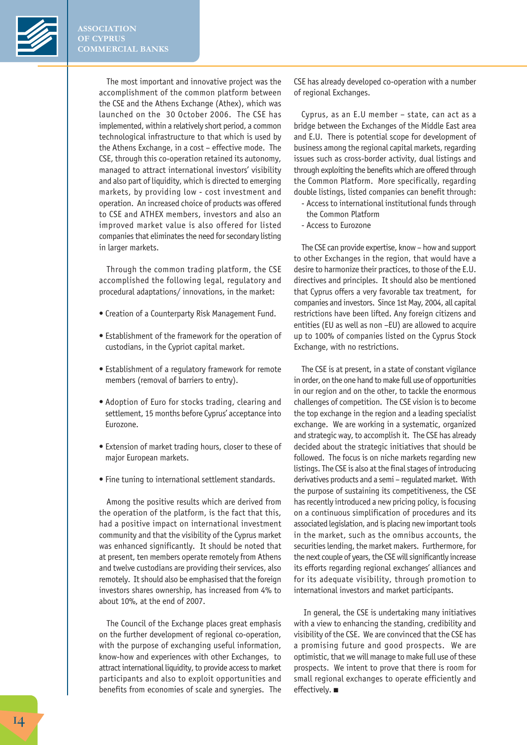The most important and innovative project was the accomplishment of the common platform between the CSE and the Athens Exchange (Athex), which was launched on the 30 October 2006. The CSE has implemented, within a relatively short period, a common technological infrastructure to that which is used by the Athens Exchange, in a cost – effective mode. The CSE, through this co-operation retained its autonomy, managed to attract international investors' visibility and also part of liquidity, which is directed to emerging markets, by providing low - cost investment and operation. An increased choice of products was offered to CSE and ATHEX members, investors and also an improved market value is also offered for listed companies that eliminates the need for secondary listing in larger markets.

Through the common trading platform, the CSE accomplished the following legal, regulatory and procedural adaptations/ innovations, in the market:

- Creation of a Counterparty Risk Management Fund.
- Establishment of the framework for the operation of custodians, in the Cypriot capital market.
- Establishment of a regulatory framework for remote members (removal of barriers to entry).
- Adoption of Euro for stocks trading, clearing and settlement, 15 months before Cyprus' acceptance into Eurozone.
- Extension of market trading hours, closer to these of major European markets.
- Fine tuning to international settlement standards.

Among the positive results which are derived from the operation of the platform, is the fact that this, had a positive impact on international investment community and that the visibility of the Cyprus market was enhanced significantly. It should be noted that at present, ten members operate remotely from Athens and twelve custodians are providing their services, also remotely. It should also be emphasised that the foreign investors shares ownership, has increased from 4% to about 10%, at the end of 2007.

The Council of the Exchange places great emphasis on the further development of regional co-operation, with the purpose of exchanging useful information, know-how and experiences with other Exchanges, to attract international liquidity, to provide access to market participants and also to exploit opportunities and benefits from economies of scale and synergies. The CSE has already developed co-operation with a number of regional Exchanges.

Cyprus, as an E.U member – state, can act as a bridge between the Exchanges of the Middle East area and E.U. There is potential scope for development of business among the regional capital markets, regarding issues such as cross-border activity, dual listings and through exploiting the benefits which are offered through the Common Platform. More specifically, regarding double listings, listed companies can benefit through:

- Access to international institutional funds through the Common Platform
- Access to Eurozone

The CSE can provide expertise, know – how and support to other Exchanges in the region, that would have a desire to harmonize their practices, to those of the E.U. directives and principles. It should also be mentioned that Cyprus offers a very favorable tax treatment, for companies and investors. Since 1st May, 2004, all capital restrictions have been lifted. Any foreign citizens and entities (EU as well as non –EU) are allowed to acquire up to 100% of companies listed on the Cyprus Stock Exchange, with no restrictions.

The CSE is at present, in a state of constant vigilance in order, on the one hand to make full use of opportunities in our region and on the other, to tackle the enormous challenges of competition. The CSE vision is to become the top exchange in the region and a leading specialist exchange. We are working in a systematic, organized and strategic way, to accomplish it. The CSE has already decided about the strategic initiatives that should be followed. The focus is on niche markets regarding new listings. The CSE is also at the final stages of introducing derivatives products and a semi – regulated market. With the purpose of sustaining its competitiveness, the CSE has recently introduced a new pricing policy, is focusing on a continuous simplification of procedures and its associated legislation, and is placing new important tools in the market, such as the omnibus accounts, the securities lending, the market makers. Furthermore, for the next couple of years, the CSE will significantly increase its efforts regarding regional exchanges' alliances and for its adequate visibility, through promotion to international investors and market participants.

In general, the CSE is undertaking many initiatives with a view to enhancing the standing, credibility and visibility of the CSE. We are convinced that the CSE has a promising future and good prospects. We are optimistic, that we will manage to make full use of these prospects. We intend to prove that there is room for small regional exchanges to operate efficiently and effectively. ■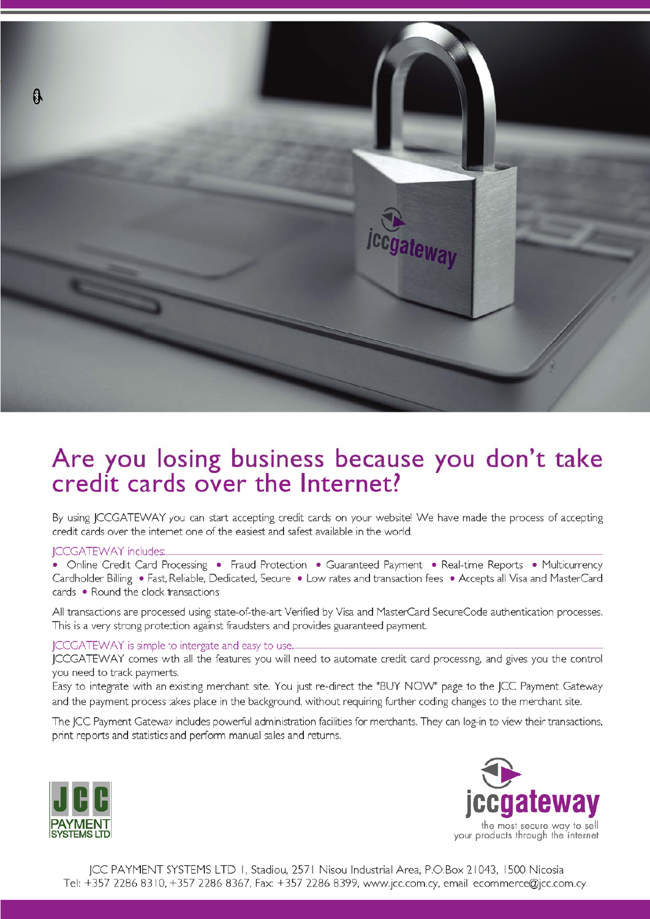# Are you losing business because you don't take credit cards over the Internet?

By using JCCGATEWAY you can start accepting credit cards on your website! We have made the process of accepting credit cards over the internet one of the easiest and safest available in the world.

JCCGATEWAY includes:

• Online Credit Card Processing • Fraud Protection • Guaranteed Payment • Real-time Reports • Multicurrency Cardholder Billing • Fast, Reliable, Dedicated, Secure • Low rates and transaction fees • Accepts all Visa and MasterCard cards • Round the clock transactions

All transactions are processed using state-of-the-art Verified by Visa and MasterCard SecureCode authentication processes. This is a very strong protection against fraudsters and provides guaranteed payment.

JCCGATEWAY is simple to intergate and easy to use.

JCCGATEWAY comes with all the features you will need to automate credit card processing, and gives you the control you need to track payments.

Easy to integrate with an existing merchant site. You just re-direct the "BUY NOW" page to the JCC Payment Gateway and the payment process takes place in the background, without requiring further coding changes to the merchant site.

The JCC Payment Gateway includes powerful administration facilities for merchants. They can log-in to view their transactions, print reports and statistics and perform manual sales and returns.

JCC PAYMENT SYSTEMS LTD

jccgateway
the most secure way to sell your products through the internet

JCC PAYMENT SYSTEMS LTD 1, Stadiou, 2571 Nisou Industrial Area, P.O.Box 21043, 1500 Nicosia
Tel: +357 2286 8310, +357 2286 8367, Fax: +357 2286 8399, www.jcc.com.cy, email ecommerce@jcc.com.cy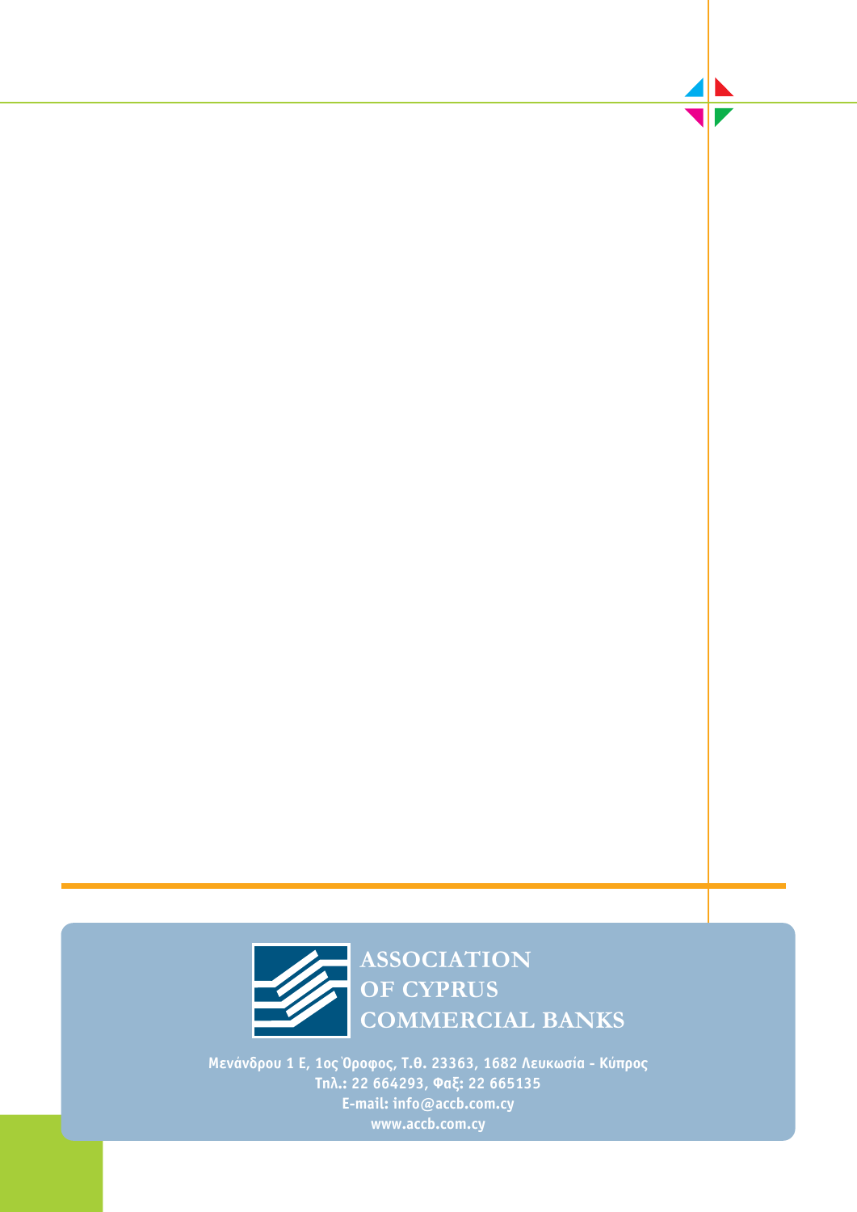**ASSOCIATION OF CYPRUS COMMERCIAL BANKS**

Μενάνδρου 1 Ε, 1ος Όροφος, Τ.Θ. 23363, 1682 Λευκωσία - Κύπρος
Τηλ.: 22 664293, Φαξ: 22 665135
E-mail: info@accb.com.cy
www.accb.com.cy